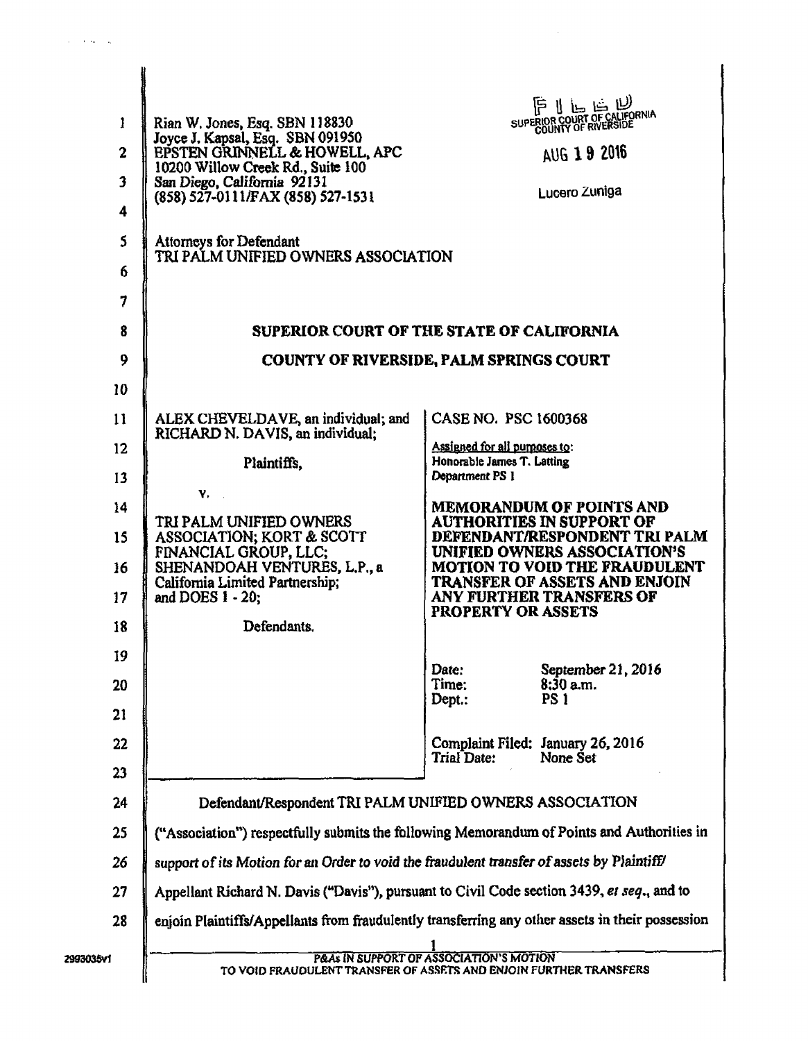Rian W. Jones, Esq. SBN 118830
Joyce J. Kapsal, Esq. SBN 091950
EPSTEN GRINNELL & HOWELL, APC
10200 Willow Creek Rd., Suite 100
San Diego, California 92131
(858) 527-0111/FAX (858) 527-1531

Attorneys for Defendant
TRI PALM UNIFIED OWNERS ASSOCIATION

FILED
SUPERIOR COURT OF CALIFORNIA
COUNTY OF RIVERSIDE

AUG 19 2016

Lucero Zuniga

## SUPERIOR COURT OF THE STATE OF CALIFORNIA

## COUNTY OF RIVERSIDE, PALM SPRINGS COURT

| | |
|---|---|
| ALEX CHEVELDAVE, an individual; and RICHARD N. DAVIS, an individual;<br><br>Plaintiffs,<br><br>v.<br><br>TRI PALM UNIFIED OWNERS ASSOCIATION; KORT & SCOTT FINANCIAL GROUP, LLC; SHENANDOAH VENTURES, L.P., a California Limited Partnership; and DOES 1 - 20;<br><br>Defendants. | CASE NO. PSC 1600368<br><br>Assigned for all purposes to:<br>Honorable James T. Latting<br>Department PS 1<br><br>**MEMORANDUM OF POINTS AND AUTHORITIES IN SUPPORT OF DEFENDANT/RESPONDENT TRI PALM UNIFIED OWNERS ASSOCIATION'S MOTION TO VOID THE FRAUDULENT TRANSFER OF ASSETS AND ENJOIN ANY FURTHER TRANSFERS OF PROPERTY OR ASSETS**<br><br>Date: September 21, 2016<br>Time: 8:30 a.m.<br>Dept.: PS 1<br><br>Complaint Filed: January 26, 2016<br>Trial Date: None Set |

Defendant/Respondent TRI PALM UNIFIED OWNERS ASSOCIATION ("Association") respectfully submits the following Memorandum of Points and Authorities in support of its Motion for an Order to void the fraudulent transfer of assets by Plaintiff/ Appellant Richard N. Davis ("Davis"), pursuant to Civil Code section 3439, *et seq*., and to enjoin Plaintiffs/Appellants from fraudulently transferring any other assets in their possession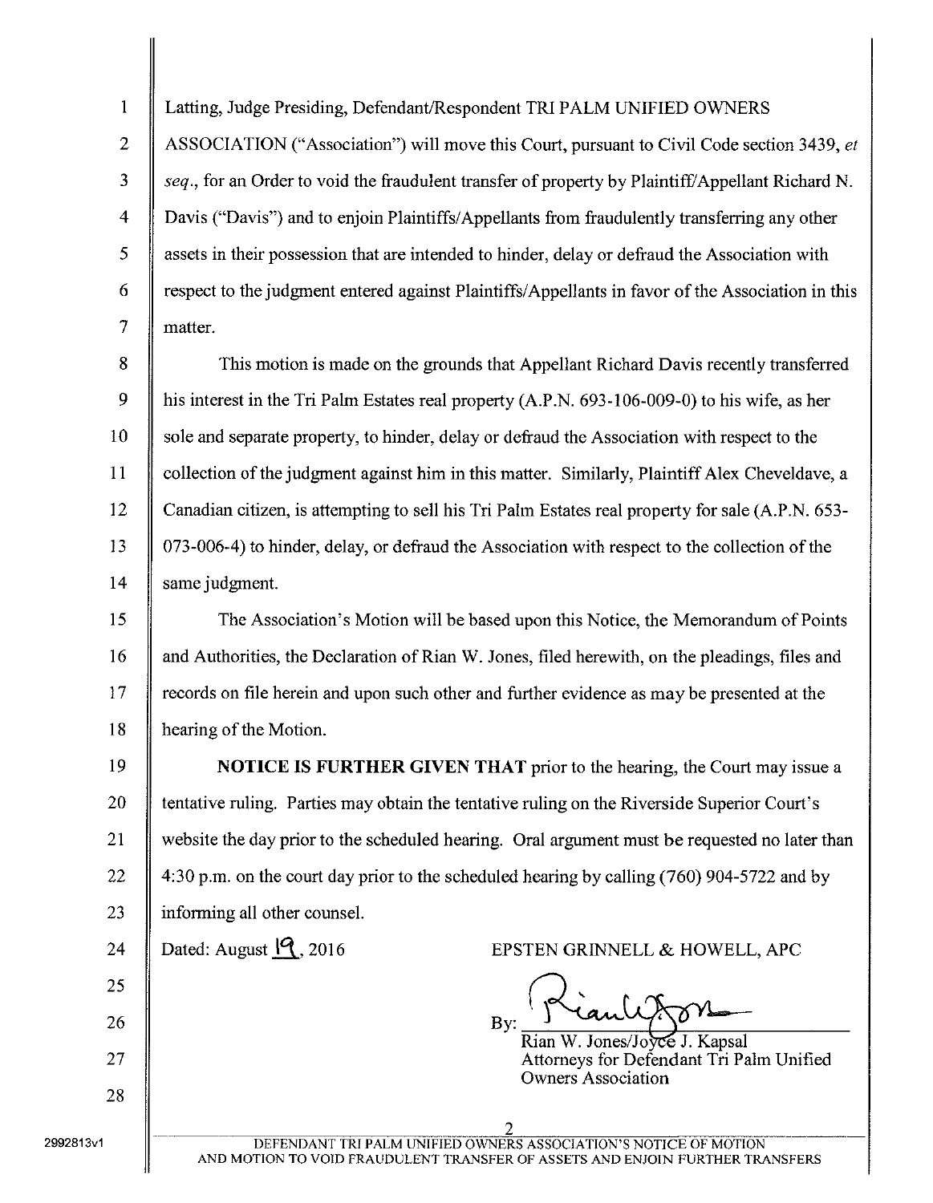Latting, Judge Presiding, Defendant/Respondent TRI PALM UNIFIED OWNERS ASSOCIATION ("Association") will move this Court, pursuant to Civil Code section 3439, *et seq*., for an Order to void the fraudulent transfer of property by Plaintiff/Appellant Richard N. Davis ("Davis") and to enjoin Plaintiffs/Appellants from fraudulently transferring any other assets in their possession that are intended to hinder, delay or defraud the Association with respect to the judgment entered against Plaintiffs/Appellants in favor of the Association in this matter.

This motion is made on the grounds that Appellant Richard Davis recently transferred his interest in the Tri Palm Estates real property (A.P.N. 693-106-009-0) to his wife, as her sole and separate property, to hinder, delay or defraud the Association with respect to the collection of the judgment against him in this matter. Similarly, Plaintiff Alex Cheveldave, a Canadian citizen, is attempting to sell his Tri Palm Estates real property for sale (A.P.N. 653-073-006-4) to hinder, delay, or defraud the Association with respect to the collection of the same judgment.

The Association's Motion will be based upon this Notice, the Memorandum of Points and Authorities, the Declaration of Rian W. Jones, filed herewith, on the pleadings, files and records on file herein and upon such other and further evidence as may be presented at the hearing of the Motion.

**NOTICE IS FURTHER GIVEN THAT** prior to the hearing, the Court may issue a tentative ruling. Parties may obtain the tentative ruling on the Riverside Superior Court's website the day prior to the scheduled hearing. Oral argument must be requested no later than 4:30 p.m. on the court day prior to the scheduled hearing by calling (760) 904-5722 and by informing all other counsel.

Dated: August 19, 2016

EPSTEN GRINNELL & HOWELL, APC

By: ______________________
Rian W. Jones/Joyce J. Kapsal
Attorneys for Defendant Tri Palm Unified Owners Association